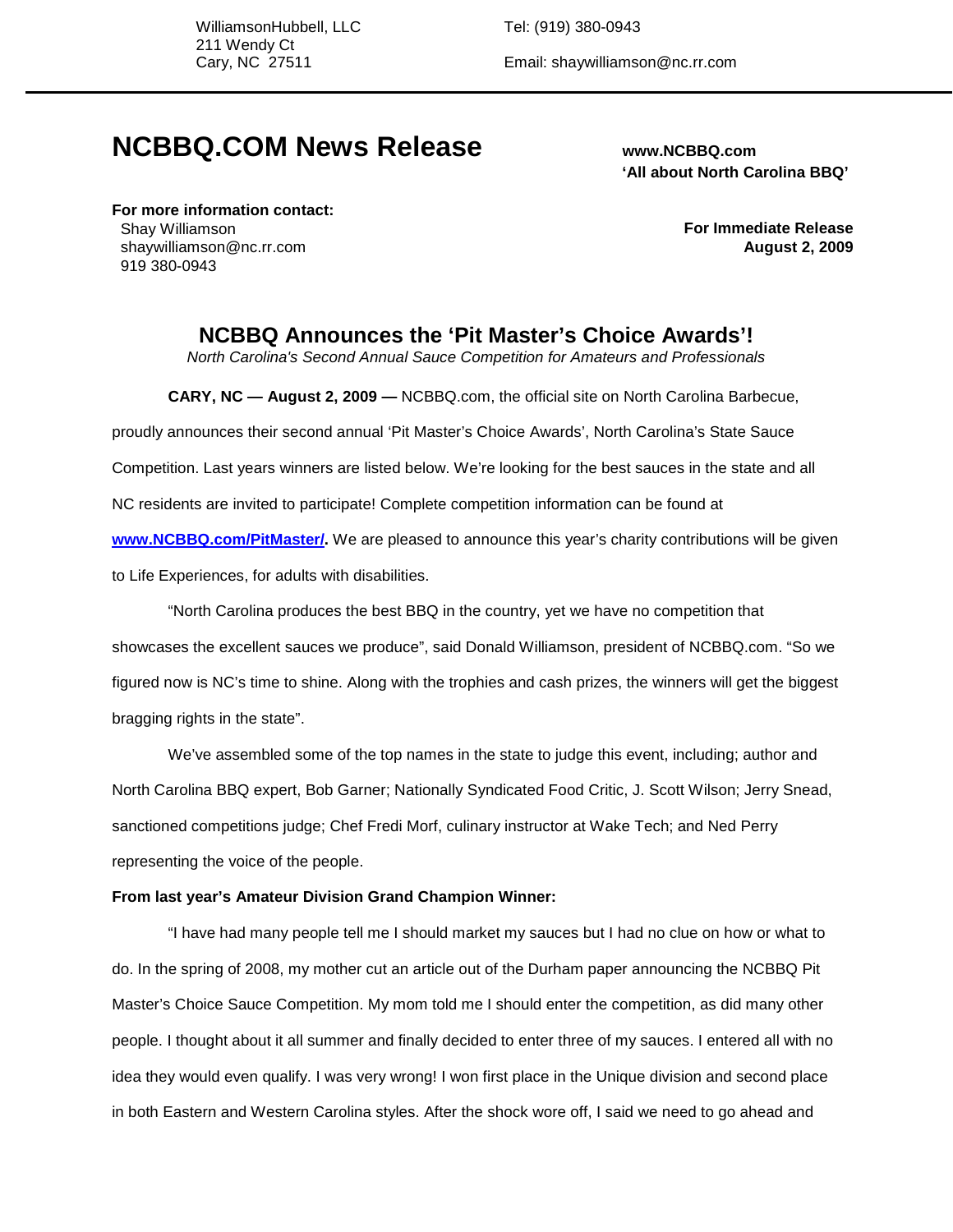WilliamsonHubbell, LLC
211 Wendy Ct
Cary, NC 27511

Tel: (919) 380-0943

Email: shaywilliamson@nc.rr.com

---

# NCBBQ.COM News Release

**www.NCBBQ.com**
**'All about North Carolina BBQ'**

**For more information contact:**
Shay Williamson
shaywilliamson@nc.rr.com
919 380-0943

**For Immediate Release**
**August 2, 2009**

## NCBBQ Announces the 'Pit Master's Choice Awards'!

*North Carolina's Second Annual Sauce Competition for Amateurs and Professionals*

**CARY, NC — August 2, 2009 —** NCBBQ.com, the official site on North Carolina Barbecue, proudly announces their second annual 'Pit Master's Choice Awards', North Carolina's State Sauce Competition. Last years winners are listed below. We're looking for the best sauces in the state and all NC residents are invited to participate! Complete competition information can be found at **www.NCBBQ.com/PitMaster/.** We are pleased to announce this year's charity contributions will be given to Life Experiences, for adults with disabilities.

"North Carolina produces the best BBQ in the country, yet we have no competition that showcases the excellent sauces we produce", said Donald Williamson, president of NCBBQ.com. "So we figured now is NC's time to shine. Along with the trophies and cash prizes, the winners will get the biggest bragging rights in the state".

We've assembled some of the top names in the state to judge this event, including; author and North Carolina BBQ expert, Bob Garner; Nationally Syndicated Food Critic, J. Scott Wilson; Jerry Snead, sanctioned competitions judge; Chef Fredi Morf, culinary instructor at Wake Tech; and Ned Perry representing the voice of the people.

**From last year's Amateur Division Grand Champion Winner:**

"I have had many people tell me I should market my sauces but I had no clue on how or what to do. In the spring of 2008, my mother cut an article out of the Durham paper announcing the NCBBQ Pit Master's Choice Sauce Competition. My mom told me I should enter the competition, as did many other people. I thought about it all summer and finally decided to enter three of my sauces. I entered all with no idea they would even qualify. I was very wrong! I won first place in the Unique division and second place in both Eastern and Western Carolina styles. After the shock wore off, I said we need to go ahead and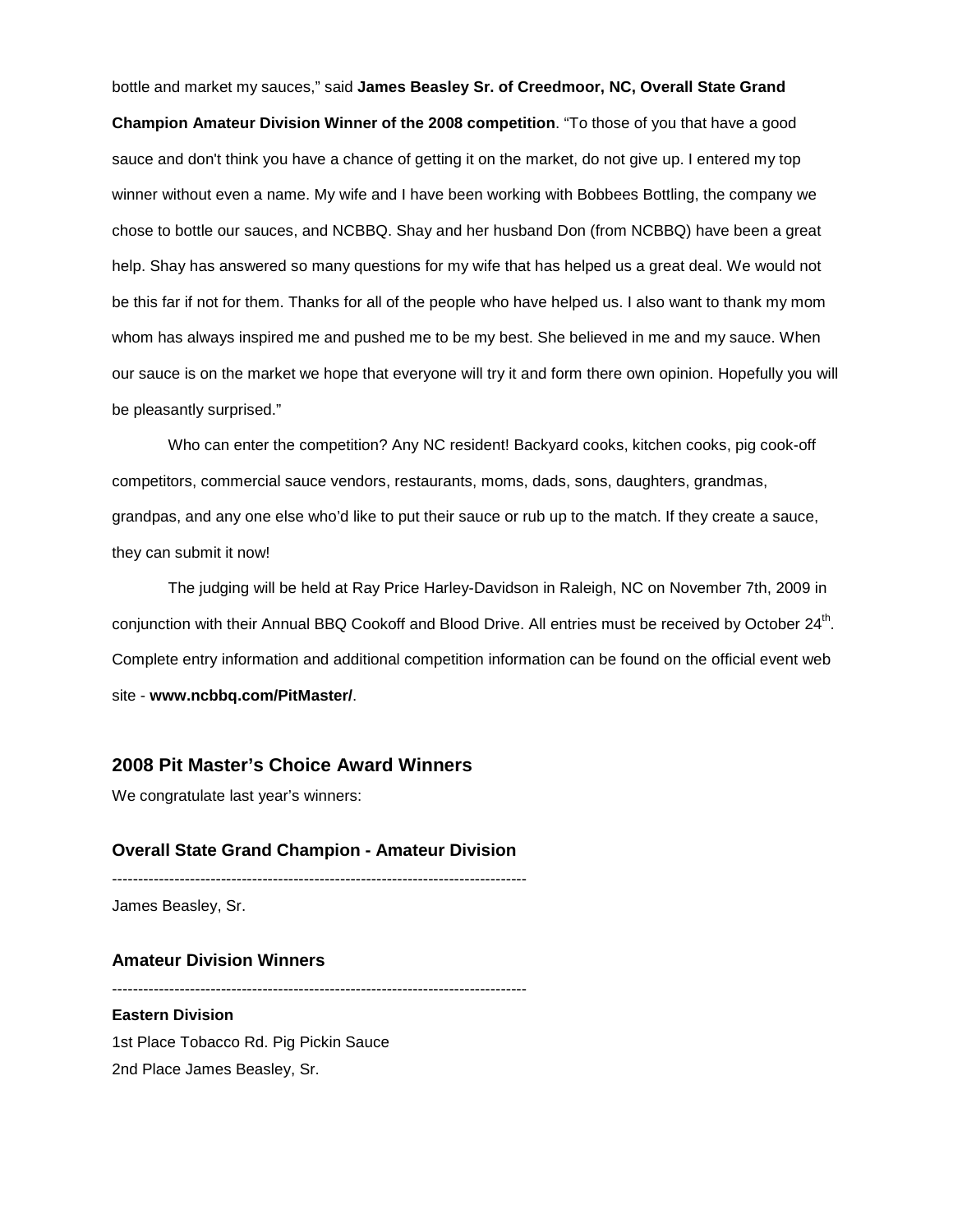bottle and market my sauces," said **James Beasley Sr. of Creedmoor, NC, Overall State Grand Champion Amateur Division Winner of the 2008 competition**. "To those of you that have a good sauce and don't think you have a chance of getting it on the market, do not give up. I entered my top winner without even a name. My wife and I have been working with Bobbees Bottling, the company we chose to bottle our sauces, and NCBBQ. Shay and her husband Don (from NCBBQ) have been a great help. Shay has answered so many questions for my wife that has helped us a great deal. We would not be this far if not for them. Thanks for all of the people who have helped us. I also want to thank my mom whom has always inspired me and pushed me to be my best. She believed in me and my sauce. When our sauce is on the market we hope that everyone will try it and form there own opinion. Hopefully you will be pleasantly surprised."

Who can enter the competition? Any NC resident! Backyard cooks, kitchen cooks, pig cook-off competitors, commercial sauce vendors, restaurants, moms, dads, sons, daughters, grandmas, grandpas, and any one else who'd like to put their sauce or rub up to the match. If they create a sauce, they can submit it now!

The judging will be held at Ray Price Harley-Davidson in Raleigh, NC on November 7th, 2009 in conjunction with their Annual BBQ Cookoff and Blood Drive. All entries must be received by October 24th. Complete entry information and additional competition information can be found on the official event web site - **www.ncbbq.com/PitMaster/**.

## 2008 Pit Master's Choice Award Winners

We congratulate last year's winners:

### Overall State Grand Champion - Amateur Division

--------------------------------------------------------------------------------

James Beasley, Sr.

### Amateur Division Winners

--------------------------------------------------------------------------------

**Eastern Division**

1st Place Tobacco Rd. Pig Pickin Sauce
2nd Place James Beasley, Sr.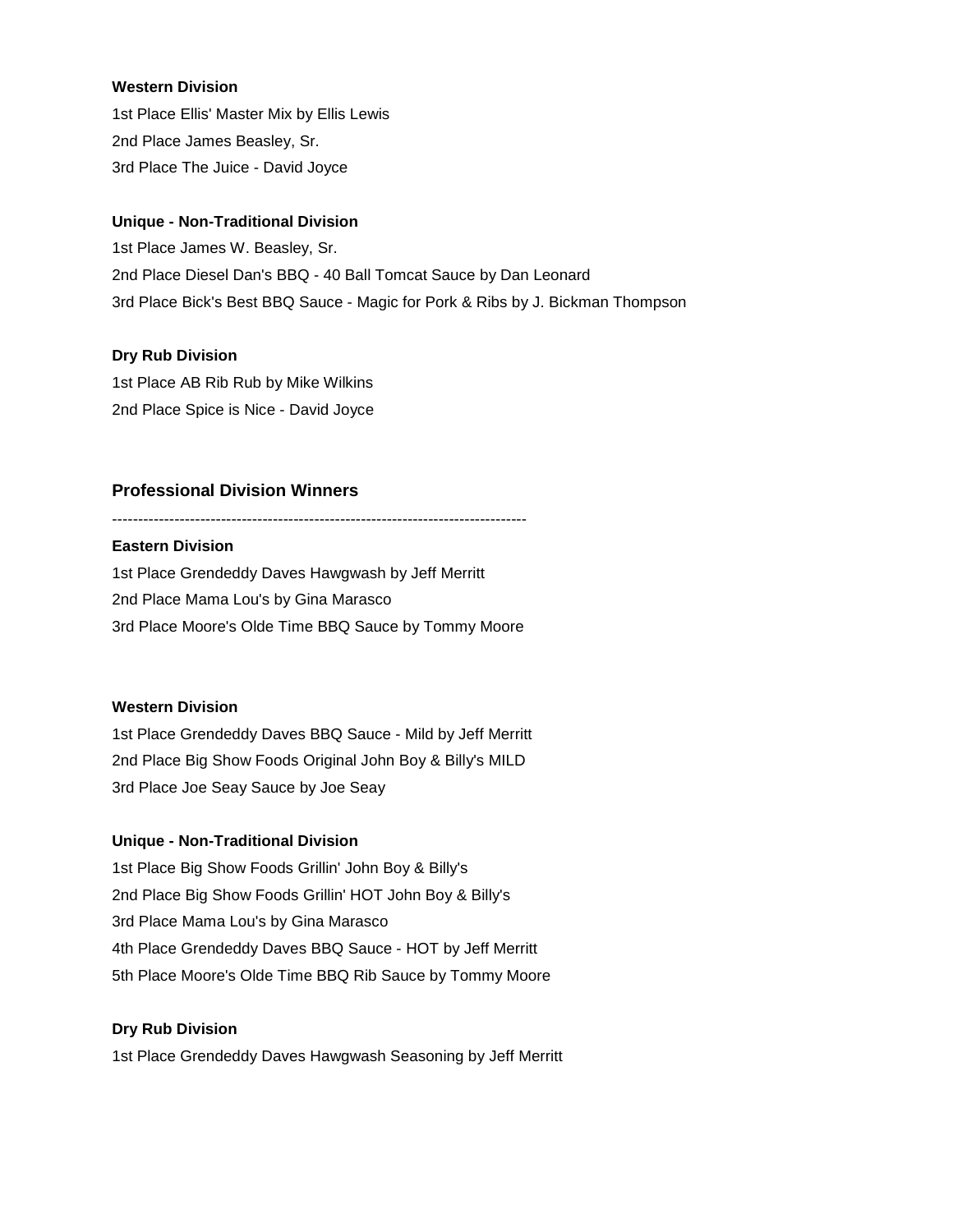**Western Division**

1st Place Ellis' Master Mix by Ellis Lewis

2nd Place James Beasley, Sr.

3rd Place The Juice - David Joyce

**Unique - Non-Traditional Division**

1st Place James W. Beasley, Sr.

2nd Place Diesel Dan's BBQ - 40 Ball Tomcat Sauce by Dan Leonard

3rd Place Bick's Best BBQ Sauce - Magic for Pork & Ribs by J. Bickman Thompson

**Dry Rub Division**

1st Place AB Rib Rub by Mike Wilkins

2nd Place Spice is Nice - David Joyce

## Professional Division Winners

--------------------------------------------------------------------------------

**Eastern Division**

1st Place Grendeddy Daves Hawgwash by Jeff Merritt

2nd Place Mama Lou's by Gina Marasco

3rd Place Moore's Olde Time BBQ Sauce by Tommy Moore

**Western Division**

1st Place Grendeddy Daves BBQ Sauce - Mild by Jeff Merritt

2nd Place Big Show Foods Original John Boy & Billy's MILD

3rd Place Joe Seay Sauce by Joe Seay

**Unique - Non-Traditional Division**

1st Place Big Show Foods Grillin' John Boy & Billy's

2nd Place Big Show Foods Grillin' HOT John Boy & Billy's

3rd Place Mama Lou's by Gina Marasco

4th Place Grendeddy Daves BBQ Sauce - HOT by Jeff Merritt

5th Place Moore's Olde Time BBQ Rib Sauce by Tommy Moore

**Dry Rub Division**

1st Place Grendeddy Daves Hawgwash Seasoning by Jeff Merritt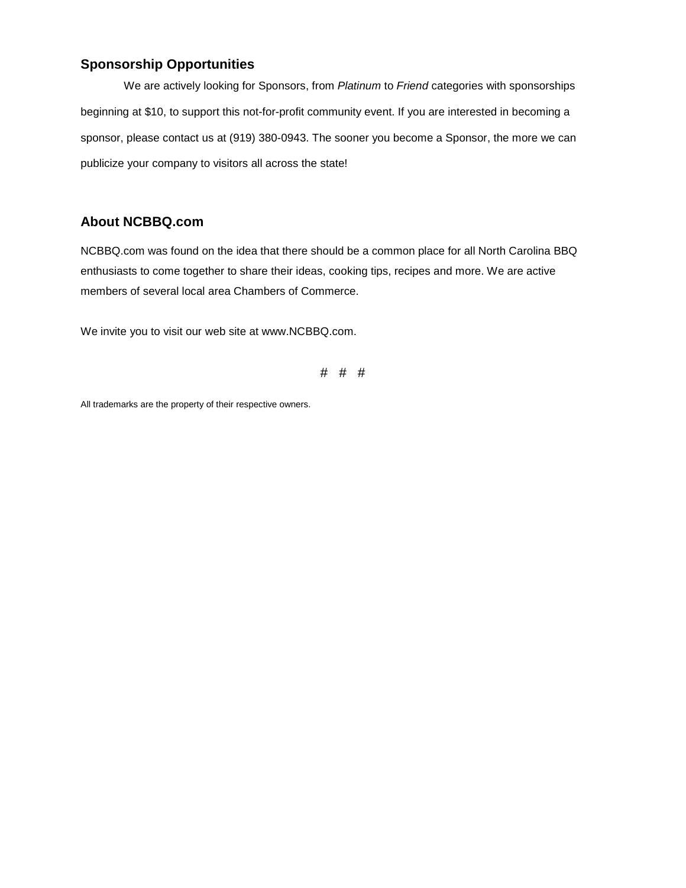## Sponsorship Opportunities

We are actively looking for Sponsors, from *Platinum* to *Friend* categories with sponsorships beginning at $10, to support this not-for-profit community event. If you are interested in becoming a sponsor, please contact us at (919) 380-0943. The sooner you become a Sponsor, the more we can publicize your company to visitors all across the state!

## About NCBBQ.com

NCBBQ.com was found on the idea that there should be a common place for all North Carolina BBQ enthusiasts to come together to share their ideas, cooking tips, recipes and more. We are active members of several local area Chambers of Commerce.

We invite you to visit our web site at www.NCBBQ.com.

# # #

All trademarks are the property of their respective owners.